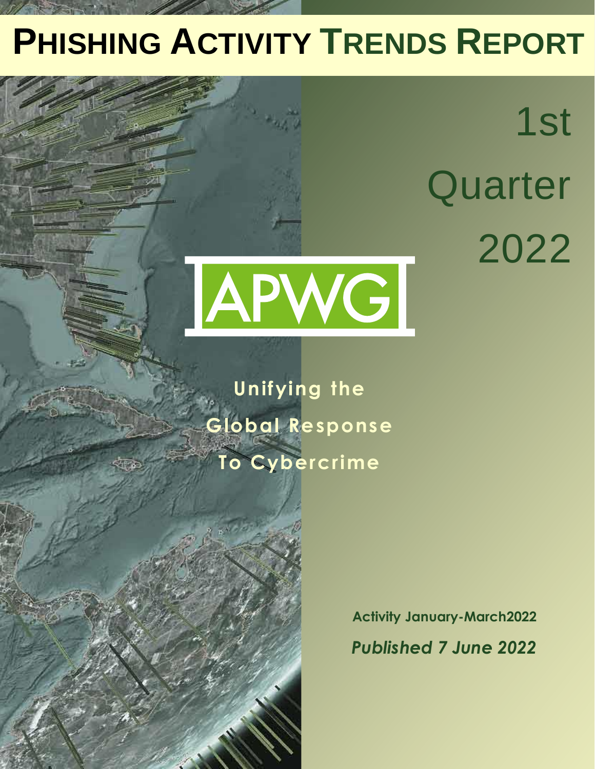# PHISHING ACTIVITY TRENDS REPORT

1st Quarter 2022

APWG

**Unifying the Global Response To Cybercrime**

**Activity January-March2022**

***Published 7 June 2022***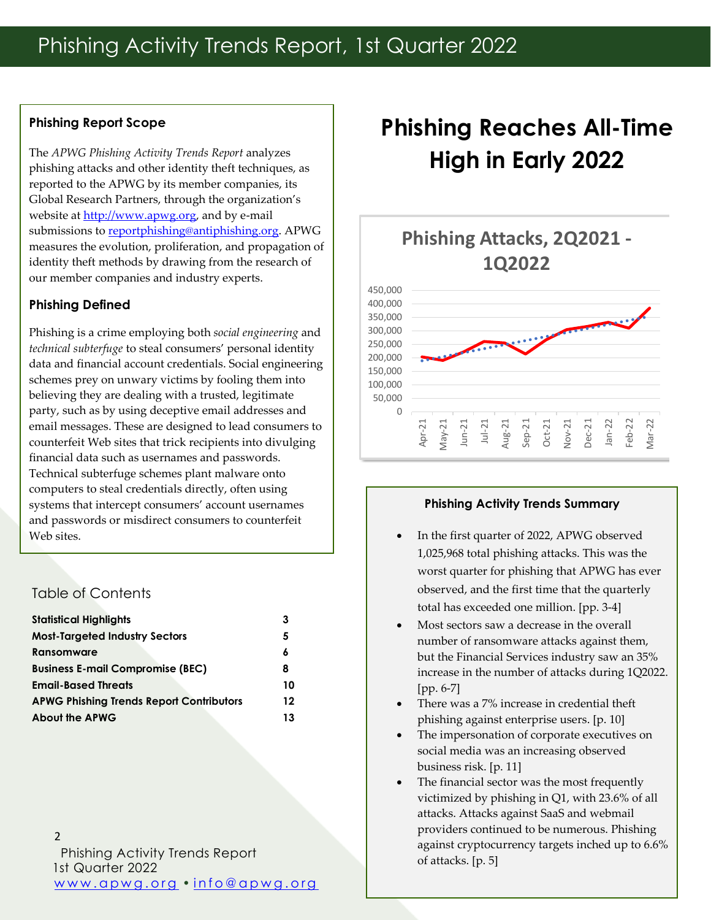# Phishing Activity Trends Report, 1st Quarter 2022

## Phishing Report Scope

The *APWG Phishing Activity Trends Report* analyzes phishing attacks and other identity theft techniques, as reported to the APWG by its member companies, its Global Research Partners, through the organization's website at http://www.apwg.org, and by e-mail submissions to reportphishing@antiphishing.org. APWG measures the evolution, proliferation, and propagation of identity theft methods by drawing from the research of our member companies and industry experts.

## Phishing Defined

Phishing is a crime employing both *social engineering* and *technical subterfuge* to steal consumers' personal identity data and financial account credentials. Social engineering schemes prey on unwary victims by fooling them into believing they are dealing with a trusted, legitimate party, such as by using deceptive email addresses and email messages. These are designed to lead consumers to counterfeit Web sites that trick recipients into divulging financial data such as usernames and passwords. Technical subterfuge schemes plant malware onto computers to steal credentials directly, often using systems that intercept consumers' account usernames and passwords or misdirect consumers to counterfeit Web sites.

## Table of Contents

| | |
|---|---|
| **Statistical Highlights** | **3** |
| **Most-Targeted Industry Sectors** | **5** |
| **Ransomware** | **6** |
| **Business E-mail Compromise (BEC)** | **8** |
| **Email-Based Threats** | **10** |
| **APWG Phishing Trends Report Contributors** | **12** |
| **About the APWG** | **13** |

# Phishing Reaches All-Time High in Early 2022

**Phishing Attacks, 2Q2021 - 1Q2022**

(Chart: monthly phishing attacks, Apr-21 to Mar-22; y-axis 0 to 450,000)

### Phishing Activity Trends Summary

- In the first quarter of 2022, APWG observed 1,025,968 total phishing attacks. This was the worst quarter for phishing that APWG has ever observed, and the first time that the quarterly total has exceeded one million. [pp. 3-4]
- Most sectors saw a decrease in the overall number of ransomware attacks against them, but the Financial Services industry saw an 35% increase in the number of attacks during 1Q2022. [pp. 6-7]
- There was a 7% increase in credential theft phishing against enterprise users. [p. 10]
- The impersonation of corporate executives on social media was an increasing observed business risk. [p. 11]
- The financial sector was the most frequently victimized by phishing in Q1, with 23.6% of all attacks. Attacks against SaaS and webmail providers continued to be numerous. Phishing against cryptocurrency targets inched up to 6.6% of attacks. [p. 5]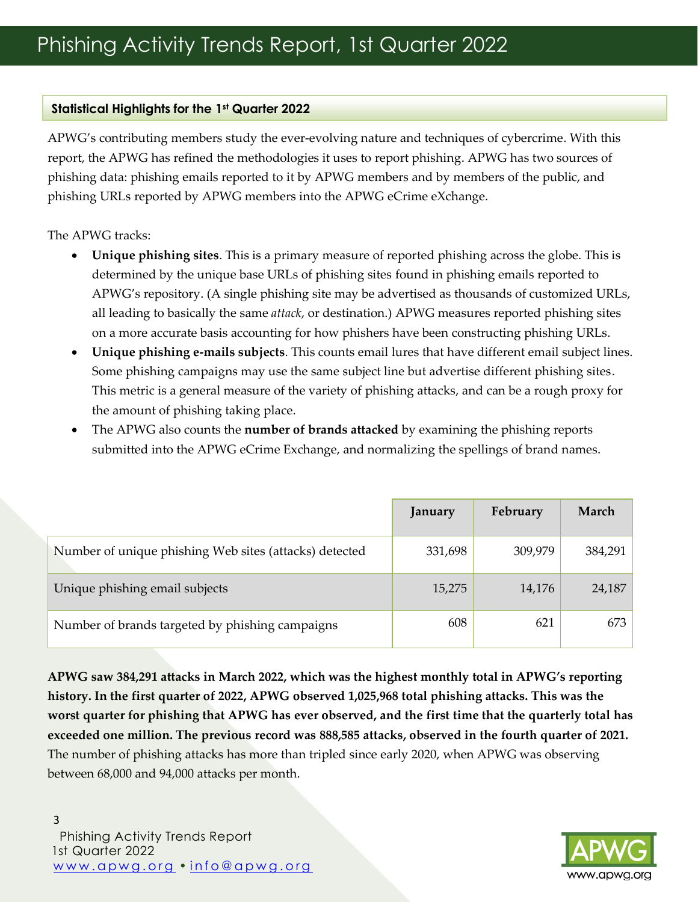# Phishing Activity Trends Report, 1st Quarter 2022

## Statistical Highlights for the 1st Quarter 2022

APWG's contributing members study the ever-evolving nature and techniques of cybercrime. With this report, the APWG has refined the methodologies it uses to report phishing. APWG has two sources of phishing data: phishing emails reported to it by APWG members and by members of the public, and phishing URLs reported by APWG members into the APWG eCrime eXchange.

The APWG tracks:

- **Unique phishing sites**. This is a primary measure of reported phishing across the globe. This is determined by the unique base URLs of phishing sites found in phishing emails reported to APWG's repository. (A single phishing site may be advertised as thousands of customized URLs, all leading to basically the same *attack*, or destination.) APWG measures reported phishing sites on a more accurate basis accounting for how phishers have been constructing phishing URLs.
- **Unique phishing e-mails subjects**. This counts email lures that have different email subject lines. Some phishing campaigns may use the same subject line but advertise different phishing sites. This metric is a general measure of the variety of phishing attacks, and can be a rough proxy for the amount of phishing taking place.
- The APWG also counts the **number of brands attacked** by examining the phishing reports submitted into the APWG eCrime Exchange, and normalizing the spellings of brand names.

| | January | February | March |
|---|---|---|---|
| Number of unique phishing Web sites (attacks) detected | 331,698 | 309,979 | 384,291 |
| Unique phishing email subjects | 15,275 | 14,176 | 24,187 |
| Number of brands targeted by phishing campaigns | 608 | 621 | 673 |

**APWG saw 384,291 attacks in March 2022, which was the highest monthly total in APWG's reporting history. In the first quarter of 2022, APWG observed 1,025,968 total phishing attacks. This was the worst quarter for phishing that APWG has ever observed, and the first time that the quarterly total has exceeded one million. The previous record was 888,585 attacks, observed in the fourth quarter of 2021.** The number of phishing attacks has more than tripled since early 2020, when APWG was observing between 68,000 and 94,000 attacks per month.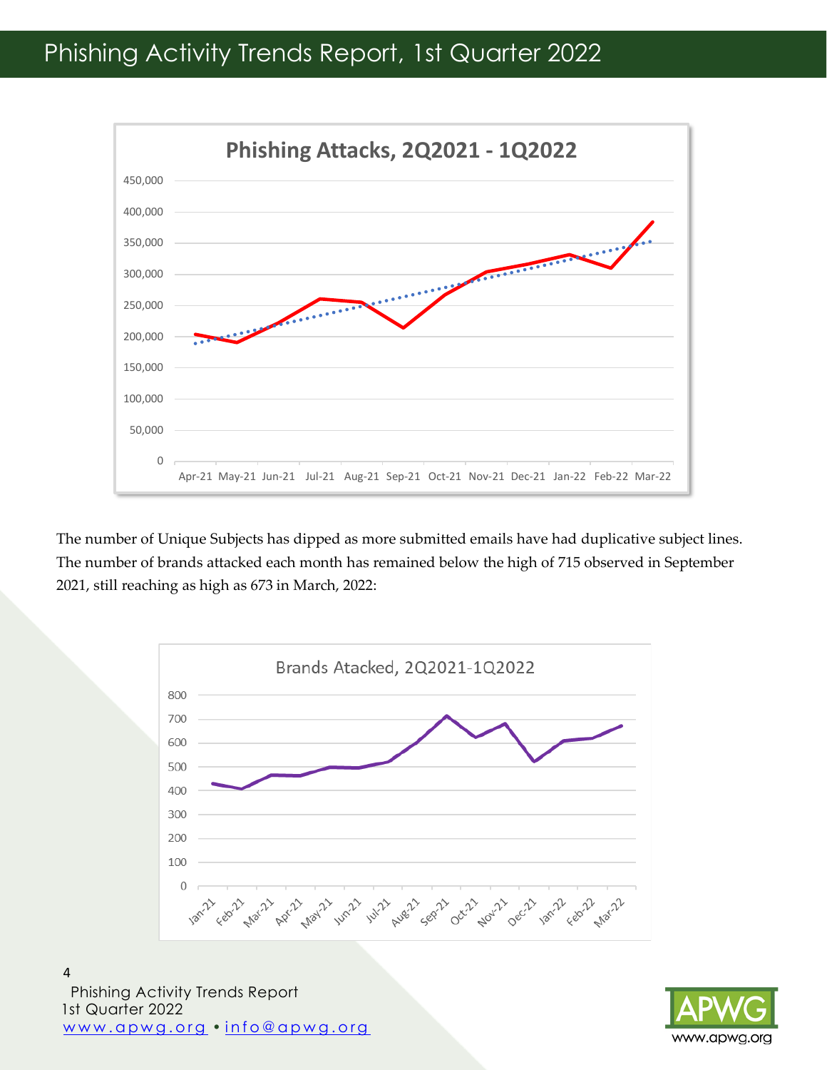**Phishing Attacks, 2Q2021 - 1Q2022**

The number of Unique Subjects has dipped as more submitted emails have had duplicative subject lines. The number of brands attacked each month has remained below the high of 715 observed in September 2021, still reaching as high as 673 in March, 2022:

**Brands Atacked, 2Q2021-1Q2022**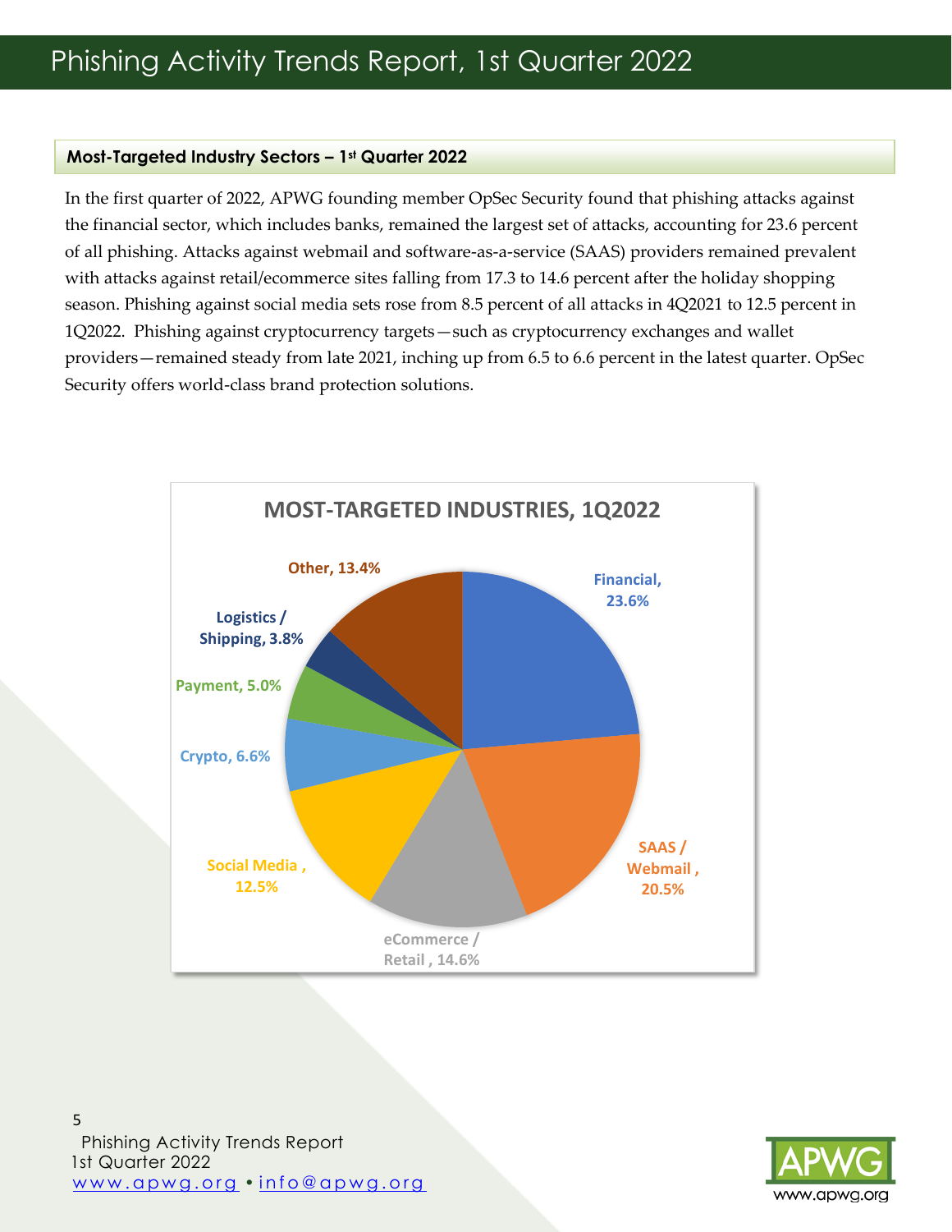## Most-Targeted Industry Sectors – 1st Quarter 2022

In the first quarter of 2022, APWG founding member OpSec Security found that phishing attacks against the financial sector, which includes banks, remained the largest set of attacks, accounting for 23.6 percent of all phishing. Attacks against webmail and software-as-a-service (SAAS) providers remained prevalent with attacks against retail/ecommerce sites falling from 17.3 to 14.6 percent after the holiday shopping season. Phishing against social media sets rose from 8.5 percent of all attacks in 4Q2021 to 12.5 percent in 1Q2022. Phishing against cryptocurrency targets—such as cryptocurrency exchanges and wallet providers—remained steady from late 2021, inching up from 6.5 to 6.6 percent in the latest quarter. OpSec Security offers world-class brand protection solutions.

**MOST-TARGETED INDUSTRIES, 1Q2022**

| Industry | Share |
|---|---|
| Financial | 23.6% |
| SAAS / Webmail | 20.5% |
| eCommerce / Retail | 14.6% |
| Social Media | 12.5% |
| Crypto | 6.6% |
| Payment | 5.0% |
| Logistics / Shipping | 3.8% |
| Other | 13.4% |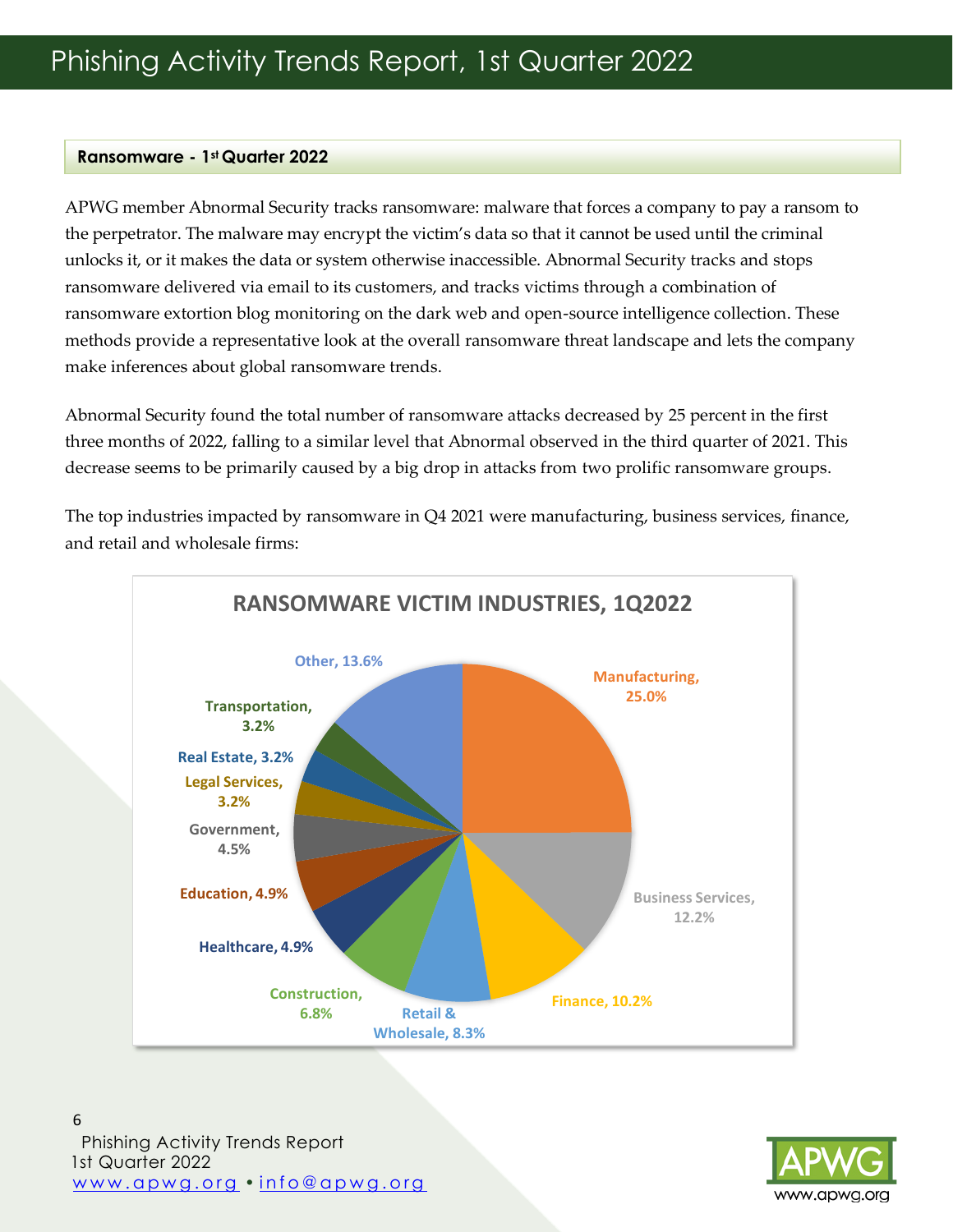## Ransomware - 1st Quarter 2022

APWG member Abnormal Security tracks ransomware: malware that forces a company to pay a ransom to the perpetrator. The malware may encrypt the victim's data so that it cannot be used until the criminal unlocks it, or it makes the data or system otherwise inaccessible. Abnormal Security tracks and stops ransomware delivered via email to its customers, and tracks victims through a combination of ransomware extortion blog monitoring on the dark web and open-source intelligence collection. These methods provide a representative look at the overall ransomware threat landscape and lets the company make inferences about global ransomware trends.

Abnormal Security found the total number of ransomware attacks decreased by 25 percent in the first three months of 2022, falling to a similar level that Abnormal observed in the third quarter of 2021. This decrease seems to be primarily caused by a big drop in attacks from two prolific ransomware groups.

The top industries impacted by ransomware in Q4 2021 were manufacturing, business services, finance, and retail and wholesale firms:

**RANSOMWARE VICTIM INDUSTRIES, 1Q2022**

| Industry | Share |
|---|---|
| Manufacturing | 25.0% |
| Business Services | 12.2% |
| Finance | 10.2% |
| Retail & Wholesale | 8.3% |
| Construction | 6.8% |
| Healthcare | 4.9% |
| Education | 4.9% |
| Government | 4.5% |
| Legal Services | 3.2% |
| Real Estate | 3.2% |
| Transportation | 3.2% |
| Other | 13.6% |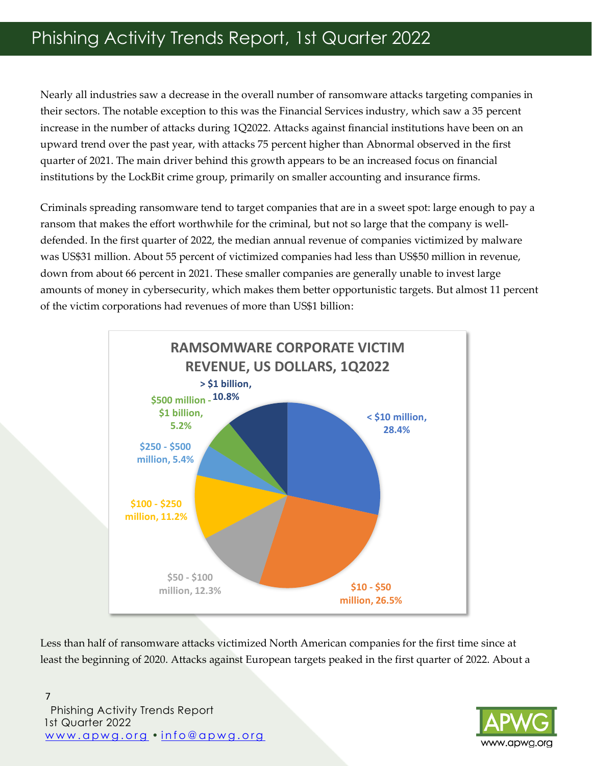Nearly all industries saw a decrease in the overall number of ransomware attacks targeting companies in their sectors. The notable exception to this was the Financial Services industry, which saw a 35 percent increase in the number of attacks during 1Q2022. Attacks against financial institutions have been on an upward trend over the past year, with attacks 75 percent higher than Abnormal observed in the first quarter of 2021. The main driver behind this growth appears to be an increased focus on financial institutions by the LockBit crime group, primarily on smaller accounting and insurance firms.

Criminals spreading ransomware tend to target companies that are in a sweet spot: large enough to pay a ransom that makes the effort worthwhile for the criminal, but not so large that the company is well-defended. In the first quarter of 2022, the median annual revenue of companies victimized by malware was US$31 million. About 55 percent of victimized companies had less than US$50 million in revenue, down from about 66 percent in 2021. These smaller companies are generally unable to invest large amounts of money in cybersecurity, which makes them better opportunistic targets. But almost 11 percent of the victim corporations had revenues of more than US$1 billion:

**RAMSOMWARE CORPORATE VICTIM REVENUE, US DOLLARS, 1Q2022**

| Revenue | Share |
|---|---|
| < $10 million | 28.4% |
| $10 - $50 million | 26.5% |
| $50 - $100 million | 12.3% |
| $100 - $250 million | 11.2% |
| $250 - $500 million | 5.4% |
| $500 million - $1 billion | 5.2% |
| > $1 billion | 10.8% |

Less than half of ransomware attacks victimized North American companies for the first time since at least the beginning of 2020. Attacks against European targets peaked in the first quarter of 2022. About a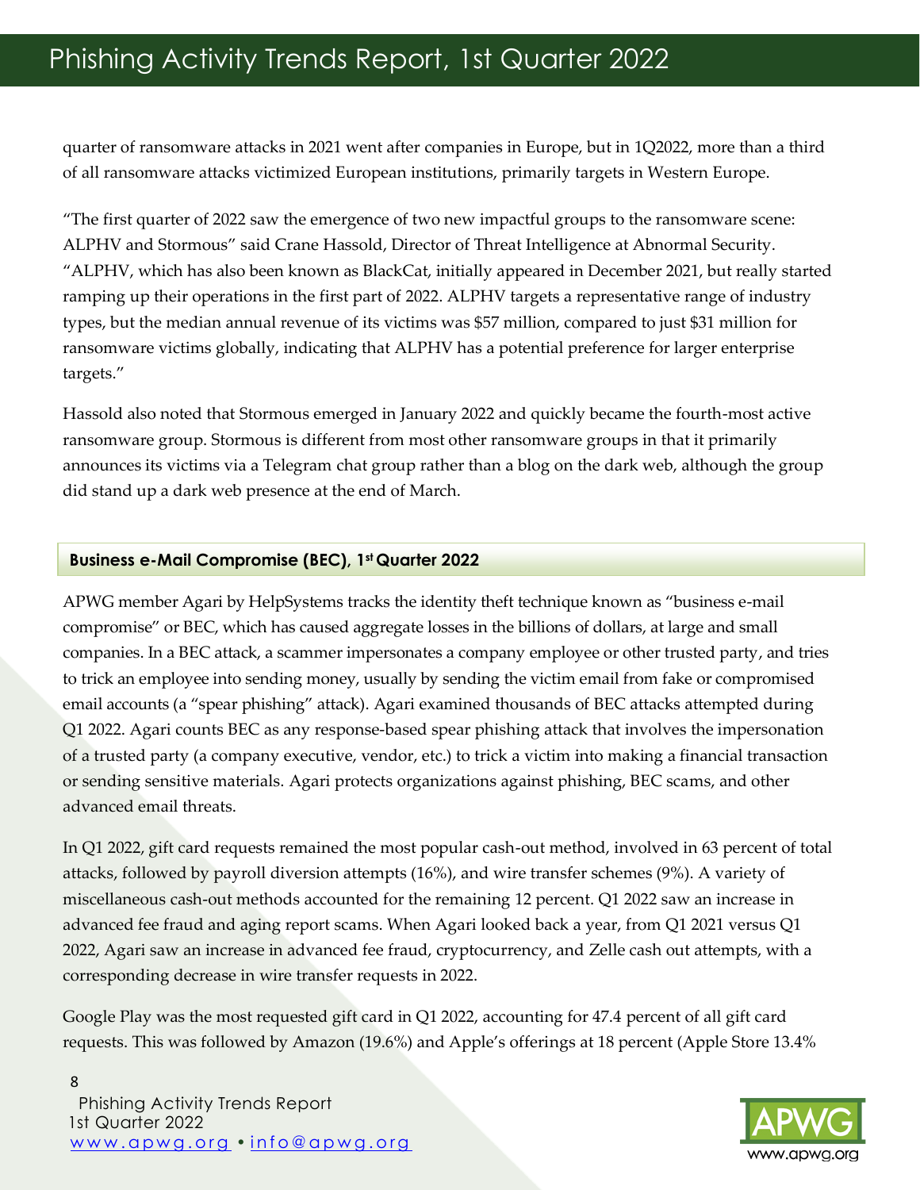quarter of ransomware attacks in 2021 went after companies in Europe, but in 1Q2022, more than a third of all ransomware attacks victimized European institutions, primarily targets in Western Europe.

"The first quarter of 2022 saw the emergence of two new impactful groups to the ransomware scene: ALPHV and Stormous" said Crane Hassold, Director of Threat Intelligence at Abnormal Security. "ALPHV, which has also been known as BlackCat, initially appeared in December 2021, but really started ramping up their operations in the first part of 2022. ALPHV targets a representative range of industry types, but the median annual revenue of its victims was \$57 million, compared to just \$31 million for ransomware victims globally, indicating that ALPHV has a potential preference for larger enterprise targets."

Hassold also noted that Stormous emerged in January 2022 and quickly became the fourth-most active ransomware group. Stormous is different from most other ransomware groups in that it primarily announces its victims via a Telegram chat group rather than a blog on the dark web, although the group did stand up a dark web presence at the end of March.

## Business e-Mail Compromise (BEC), 1st Quarter 2022

APWG member Agari by HelpSystems tracks the identity theft technique known as "business e-mail compromise" or BEC, which has caused aggregate losses in the billions of dollars, at large and small companies. In a BEC attack, a scammer impersonates a company employee or other trusted party, and tries to trick an employee into sending money, usually by sending the victim email from fake or compromised email accounts (a "spear phishing" attack). Agari examined thousands of BEC attacks attempted during Q1 2022. Agari counts BEC as any response-based spear phishing attack that involves the impersonation of a trusted party (a company executive, vendor, etc.) to trick a victim into making a financial transaction or sending sensitive materials. Agari protects organizations against phishing, BEC scams, and other advanced email threats.

In Q1 2022, gift card requests remained the most popular cash-out method, involved in 63 percent of total attacks, followed by payroll diversion attempts (16%), and wire transfer schemes (9%). A variety of miscellaneous cash-out methods accounted for the remaining 12 percent. Q1 2022 saw an increase in advanced fee fraud and aging report scams. When Agari looked back a year, from Q1 2021 versus Q1 2022, Agari saw an increase in advanced fee fraud, cryptocurrency, and Zelle cash out attempts, with a corresponding decrease in wire transfer requests in 2022.

Google Play was the most requested gift card in Q1 2022, accounting for 47.4 percent of all gift card requests. This was followed by Amazon (19.6%) and Apple's offerings at 18 percent (Apple Store 13.4%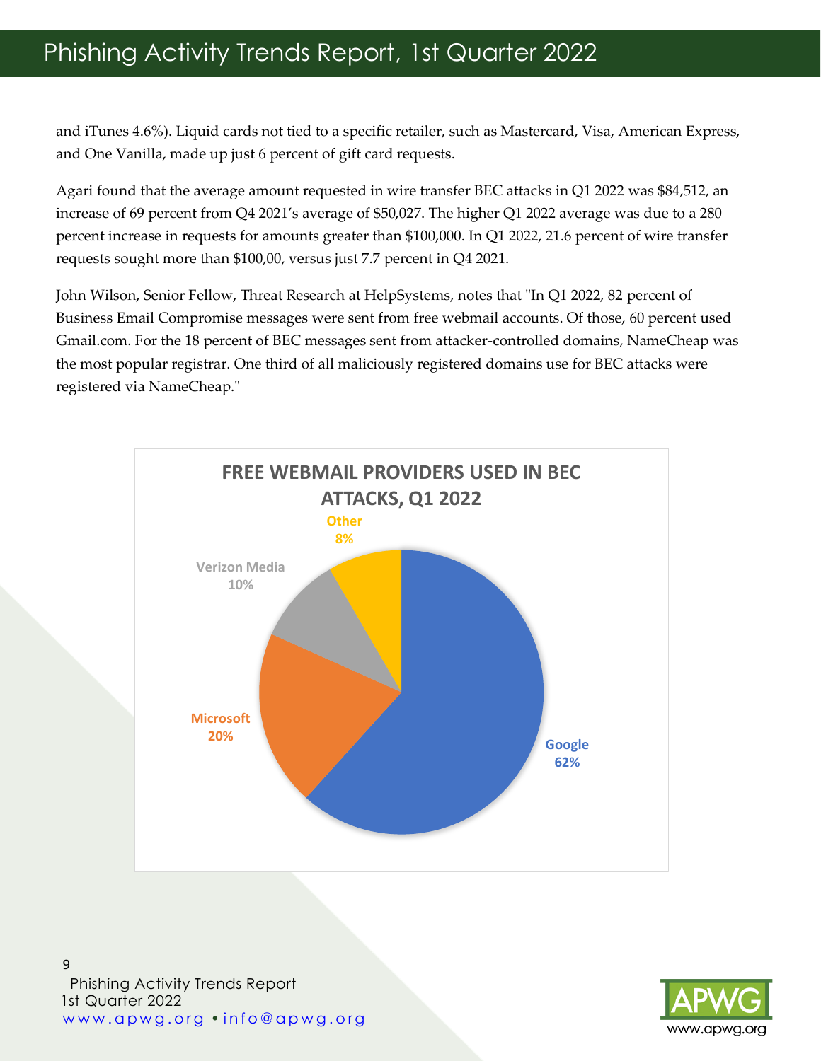and iTunes 4.6%). Liquid cards not tied to a specific retailer, such as Mastercard, Visa, American Express, and One Vanilla, made up just 6 percent of gift card requests.

Agari found that the average amount requested in wire transfer BEC attacks in Q1 2022 was $84,512, an increase of 69 percent from Q4 2021's average of $50,027. The higher Q1 2022 average was due to a 280 percent increase in requests for amounts greater than $100,000. In Q1 2022, 21.6 percent of wire transfer requests sought more than $100,00, versus just 7.7 percent in Q4 2021.

John Wilson, Senior Fellow, Threat Research at HelpSystems, notes that "In Q1 2022, 82 percent of Business Email Compromise messages were sent from free webmail accounts. Of those, 60 percent used Gmail.com. For the 18 percent of BEC messages sent from attacker-controlled domains, NameCheap was the most popular registrar. One third of all maliciously registered domains use for BEC attacks were registered via NameCheap."

**FREE WEBMAIL PROVIDERS USED IN BEC ATTACKS, Q1 2022**

| Provider | Share |
| --- | --- |
| Google | 62% |
| Microsoft | 20% |
| Verizon Media | 10% |
| Other | 8% |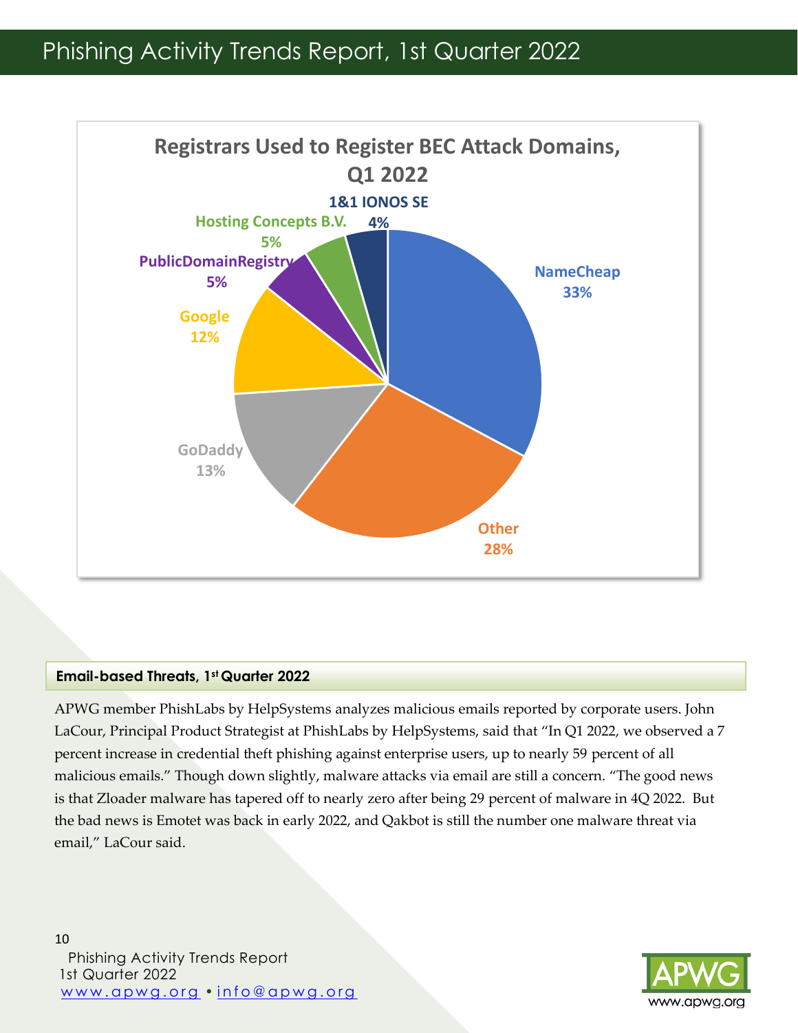## Registrars Used to Register BEC Attack Domains, Q1 2022

| Registrar | Share |
| --- | --- |
| NameCheap | 33% |
| Other | 28% |
| GoDaddy | 13% |
| Google | 12% |
| PublicDomainRegistry | 5% |
| Hosting Concepts B.V. | 5% |
| 1&1 IONOS SE | 4% |

### Email-based Threats, 1st Quarter 2022

APWG member PhishLabs by HelpSystems analyzes malicious emails reported by corporate users. John LaCour, Principal Product Strategist at PhishLabs by HelpSystems, said that "In Q1 2022, we observed a 7 percent increase in credential theft phishing against enterprise users, up to nearly 59 percent of all malicious emails." Though down slightly, malware attacks via email are still a concern. "The good news is that Zloader malware has tapered off to nearly zero after being 29 percent of malware in 4Q 2022. But the bad news is Emotet was back in early 2022, and Qakbot is still the number one malware threat via email," LaCour said.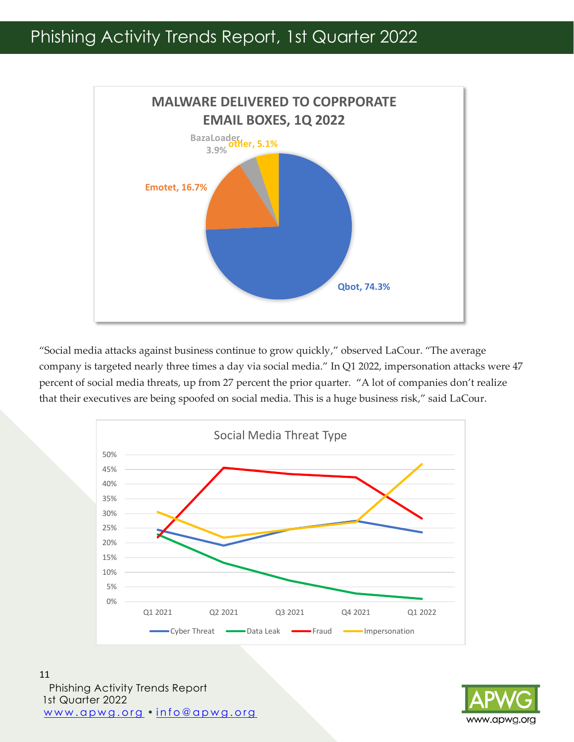**MALWARE DELIVERED TO COPRPORATE EMAIL BOXES, 1Q 2022**

| Malware | Share |
| --- | --- |
| Qbot | 74.3% |
| Emotet | 16.7% |
| BazaLoader | 3.9% |
| other | 5.1% |

"Social media attacks against business continue to grow quickly," observed LaCour. "The average company is targeted nearly three times a day via social media." In Q1 2022, impersonation attacks were 47 percent of social media threats, up from 27 percent the prior quarter. "A lot of companies don't realize that their executives are being spoofed on social media. This is a huge business risk," said LaCour.

**Social Media Threat Type**

Line chart (y-axis 0%–50%; x-axis Q1 2021, Q2 2021, Q3 2021, Q4 2021, Q1 2022). Series: Cyber Threat, Data Leak, Fraud, Impersonation.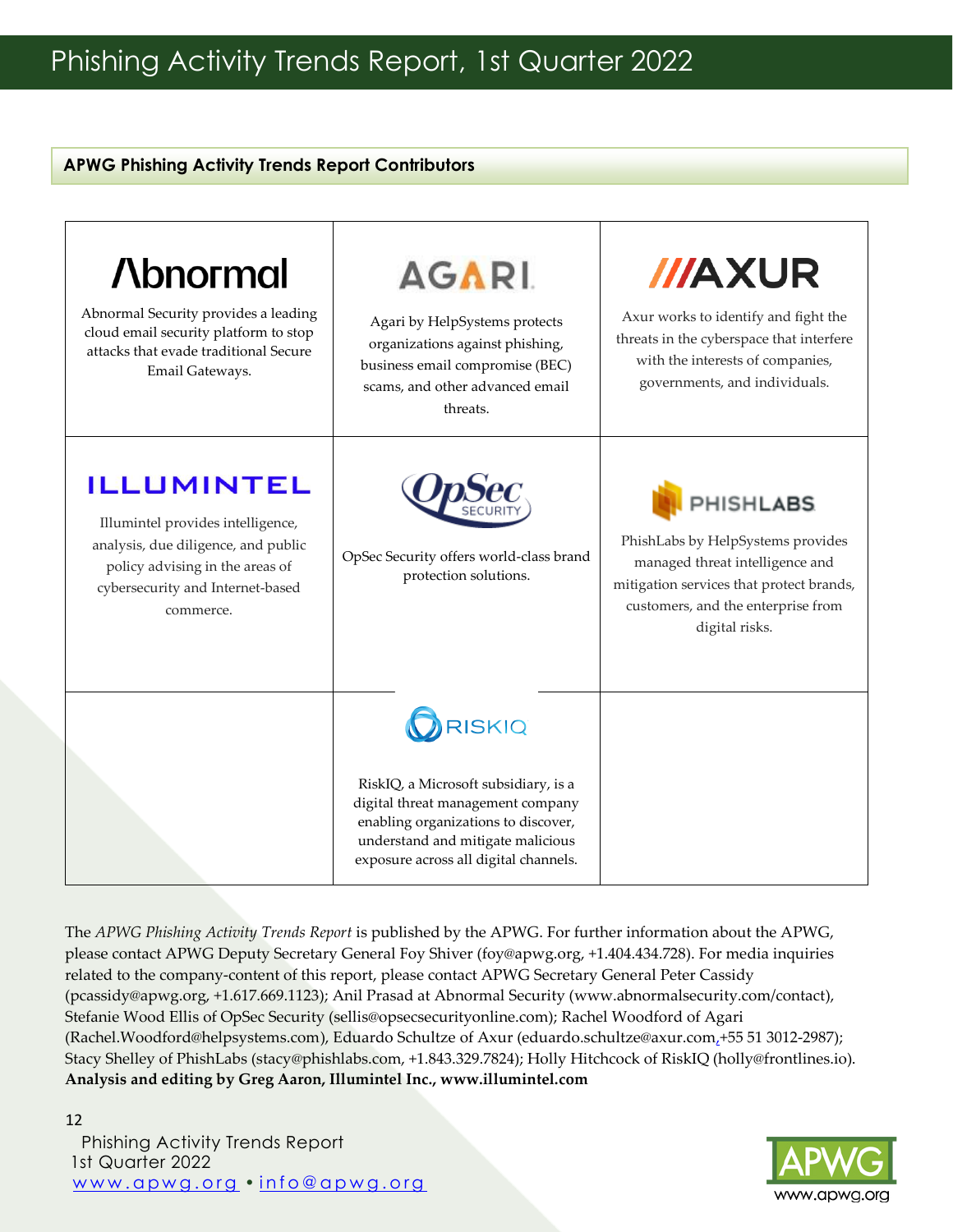## APWG Phishing Activity Trends Report Contributors

| | | |
|---|---|---|
| **Abnormal**<br>Abnormal Security provides a leading cloud email security platform to stop attacks that evade traditional Secure Email Gateways. | **AGARI**<br>Agari by HelpSystems protects organizations against phishing, business email compromise (BEC) scams, and other advanced email threats. | **AXUR**<br>Axur works to identify and fight the threats in the cyberspace that interfere with the interests of companies, governments, and individuals. |
| **ILLUMINTEL**<br>Illumintel provides intelligence, analysis, due diligence, and public policy advising in the areas of cybersecurity and Internet-based commerce. | **OpSec SECURITY**<br>OpSec Security offers world-class brand protection solutions. | **PHISHLABS**<br>PhishLabs by HelpSystems provides managed threat intelligence and mitigation services that protect brands, customers, and the enterprise from digital risks. |
| | **RISKIQ**<br>RiskIQ, a Microsoft subsidiary, is a digital threat management company enabling organizations to discover, understand and mitigate malicious exposure across all digital channels. | |

The *APWG Phishing Activity Trends Report* is published by the APWG. For further information about the APWG, please contact APWG Deputy Secretary General Foy Shiver (foy@apwg.org, +1.404.434.728). For media inquiries related to the company-content of this report, please contact APWG Secretary General Peter Cassidy (pcassidy@apwg.org, +1.617.669.1123); Anil Prasad at Abnormal Security (www.abnormalsecurity.com/contact), Stefanie Wood Ellis of OpSec Security (sellis@opsecsecurityonline.com); Rachel Woodford of Agari (Rachel.Woodford@helpsystems.com), Eduardo Schultze of Axur (eduardo.schultze@axur.com,+55 51 3012-2987); Stacy Shelley of PhishLabs (stacy@phishlabs.com, +1.843.329.7824); Holly Hitchcock of RiskIQ (holly@frontlines.io).
**Analysis and editing by Greg Aaron, Illumintel Inc., www.illumintel.com**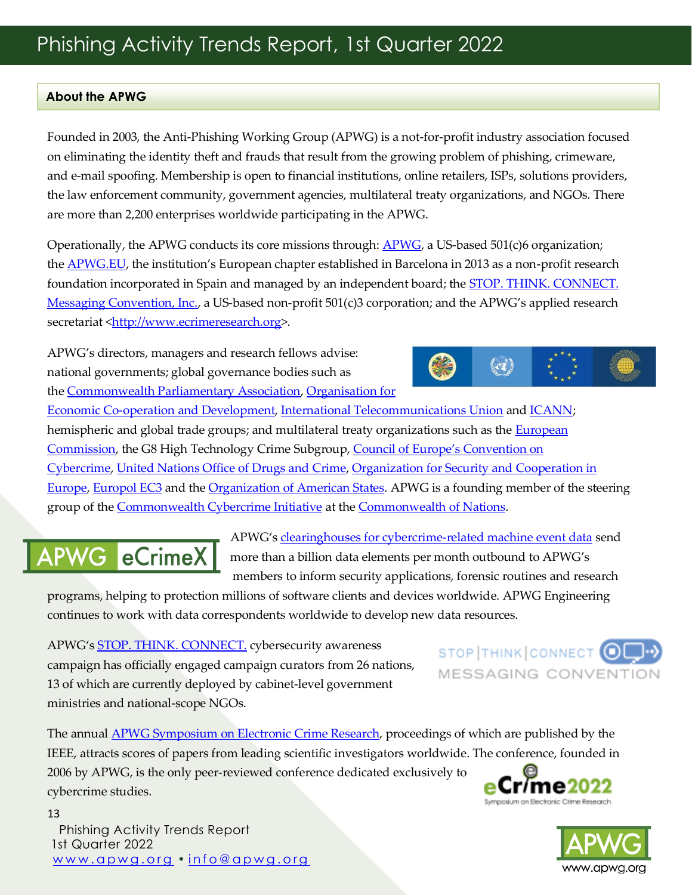## About the APWG

Founded in 2003, the Anti-Phishing Working Group (APWG) is a not-for-profit industry association focused on eliminating the identity theft and frauds that result from the growing problem of phishing, crimeware, and e-mail spoofing. Membership is open to financial institutions, online retailers, ISPs, solutions providers, the law enforcement community, government agencies, multilateral treaty organizations, and NGOs. There are more than 2,200 enterprises worldwide participating in the APWG.

Operationally, the APWG conducts its core missions through: APWG, a US-based 501(c)6 organization; the APWG.EU, the institution's European chapter established in Barcelona in 2013 as a non-profit research foundation incorporated in Spain and managed by an independent board; the STOP. THINK. CONNECT. Messaging Convention, Inc., a US-based non-profit 501(c)3 corporation; and the APWG's applied research secretariat <http://www.ecrimeresearch.org>.

APWG's directors, managers and research fellows advise: national governments; global governance bodies such as the Commonwealth Parliamentary Association, Organisation for Economic Co-operation and Development, International Telecommunications Union and ICANN; hemispheric and global trade groups; and multilateral treaty organizations such as the European Commission, the G8 High Technology Crime Subgroup, Council of Europe's Convention on Cybercrime, United Nations Office of Drugs and Crime, Organization for Security and Cooperation in Europe, Europol EC3 and the Organization of American States. APWG is a founding member of the steering group of the Commonwealth Cybercrime Initiative at the Commonwealth of Nations.

APWG eCrimeX

APWG's clearinghouses for cybercrime-related machine event data send more than a billion data elements per month outbound to APWG's members to inform security applications, forensic routines and research programs, helping to protection millions of software clients and devices worldwide. APWG Engineering continues to work with data correspondents worldwide to develop new data resources.

APWG's STOP. THINK. CONNECT. cybersecurity awareness campaign has officially engaged campaign curators from 26 nations, 13 of which are currently deployed by cabinet-level government ministries and national-scope NGOs.

STOP | THINK | CONNECT MESSAGING CONVENTION

The annual APWG Symposium on Electronic Crime Research, proceedings of which are published by the IEEE, attracts scores of papers from leading scientific investigators worldwide. The conference, founded in 2006 by APWG, is the only peer-reviewed conference dedicated exclusively to cybercrime studies.

eCrime2022 Symposium on Electronic Crime Research